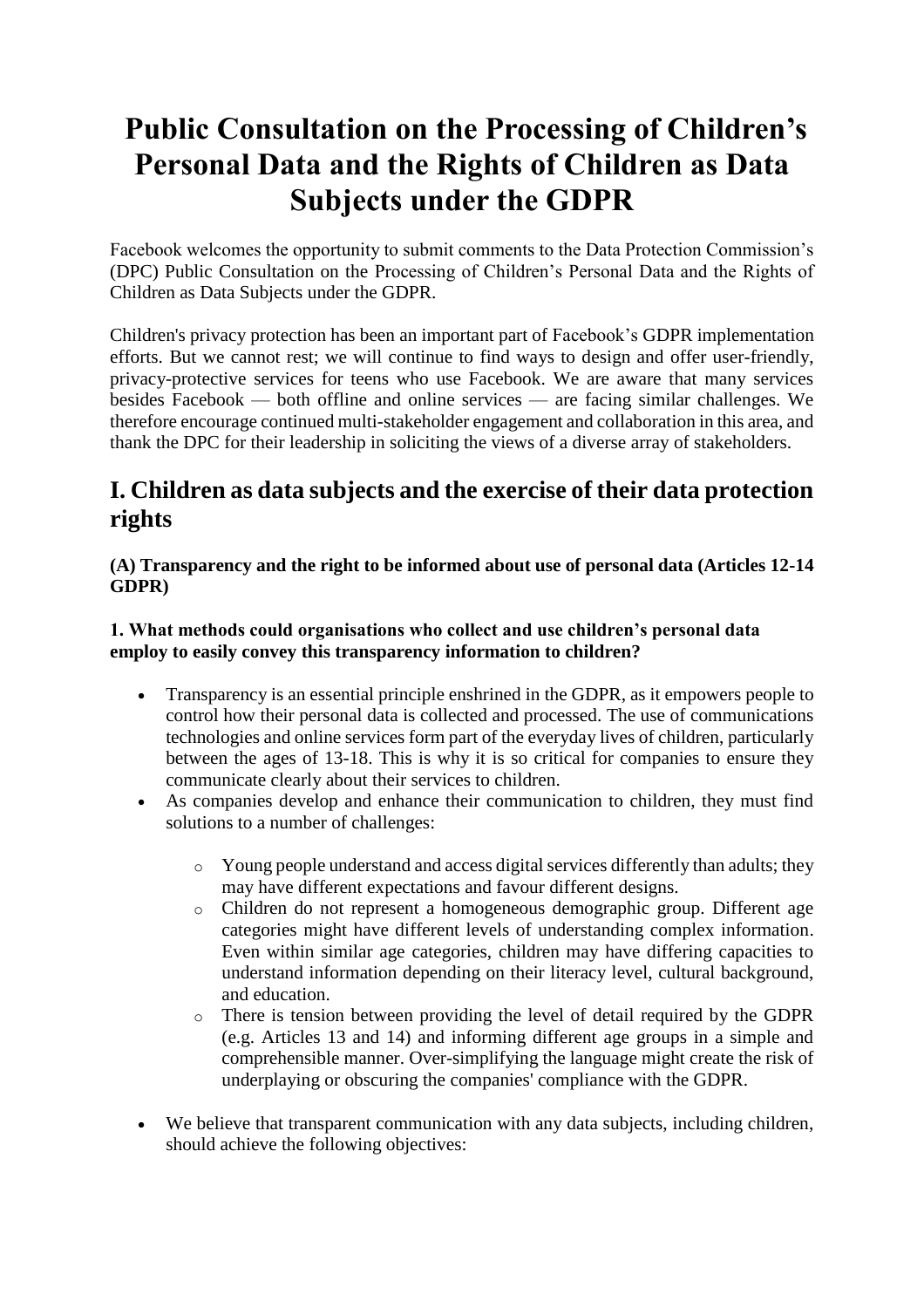# Public Consultation on the Processing of Children's Personal Data and the Rights of Children as Data Subjects under the GDPR

Facebook welcomes the opportunity to submit comments to the Data Protection Commission's (DPC) Public Consultation on the Processing of Children's Personal Data and the Rights of Children as Data Subjects under the GDPR.

Children's privacy protection has been an important part of Facebook's GDPR implementation efforts. But we cannot rest; we will continue to find ways to design and offer user-friendly, privacy-protective services for teens who use Facebook. We are aware that many services besides Facebook — both offline and online services — are facing similar challenges. We therefore encourage continued multi-stakeholder engagement and collaboration in this area, and thank the DPC for their leadership in soliciting the views of a diverse array of stakeholders.

## I. Children as data subjects and the exercise of their data protection rights

**(A) Transparency and the right to be informed about use of personal data (Articles 12-14 GDPR)**

**1. What methods could organisations who collect and use children's personal data employ to easily convey this transparency information to children?**

- Transparency is an essential principle enshrined in the GDPR, as it empowers people to control how their personal data is collected and processed. The use of communications technologies and online services form part of the everyday lives of children, particularly between the ages of 13-18. This is why it is so critical for companies to ensure they communicate clearly about their services to children.
- As companies develop and enhance their communication to children, they must find solutions to a number of challenges:
  - Young people understand and access digital services differently than adults; they may have different expectations and favour different designs.
  - Children do not represent a homogeneous demographic group. Different age categories might have different levels of understanding complex information. Even within similar age categories, children may have differing capacities to understand information depending on their literacy level, cultural background, and education.
  - There is tension between providing the level of detail required by the GDPR (e.g. Articles 13 and 14) and informing different age groups in a simple and comprehensible manner. Over-simplifying the language might create the risk of underplaying or obscuring the companies' compliance with the GDPR.
- We believe that transparent communication with any data subjects, including children, should achieve the following objectives: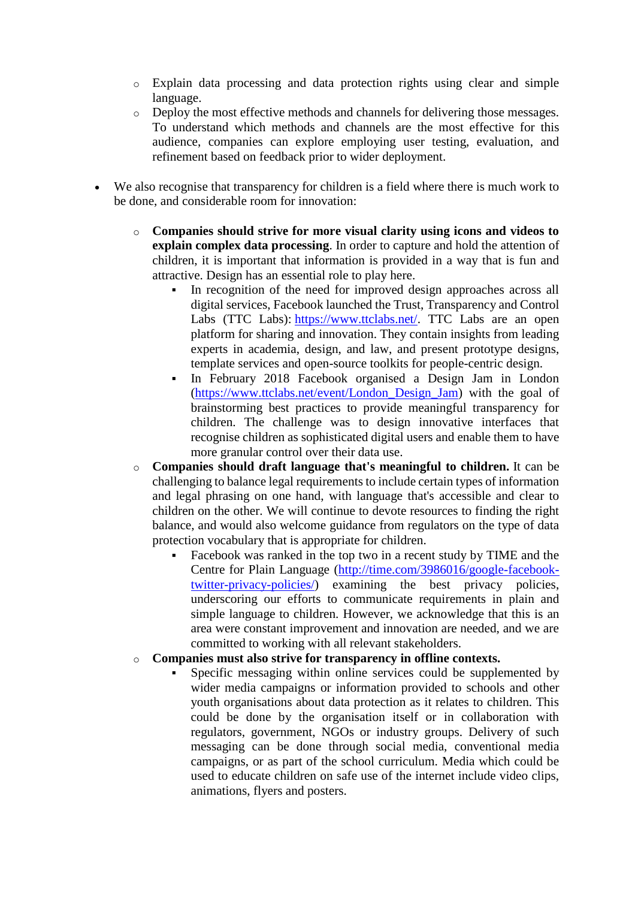- Explain data processing and data protection rights using clear and simple language.
    - Deploy the most effective methods and channels for delivering those messages. To understand which methods and channels are the most effective for this audience, companies can explore employing user testing, evaluation, and refinement based on feedback prior to wider deployment.

- We also recognise that transparency for children is a field where there is much work to be done, and considerable room for innovation:

    - **Companies should strive for more visual clarity using icons and videos to explain complex data processing**. In order to capture and hold the attention of children, it is important that information is provided in a way that is fun and attractive. Design has an essential role to play here.
        - In recognition of the need for improved design approaches across all digital services, Facebook launched the Trust, Transparency and Control Labs (TTC Labs): [https://www.ttclabs.net/](https://www.ttclabs.net/). TTC Labs are an open platform for sharing and innovation. They contain insights from leading experts in academia, design, and law, and present prototype designs, template services and open-source toolkits for people-centric design.
        - In February 2018 Facebook organised a Design Jam in London ([https://www.ttclabs.net/event/London_Design_Jam](https://www.ttclabs.net/event/London_Design_Jam)) with the goal of brainstorming best practices to provide meaningful transparency for children. The challenge was to design innovative interfaces that recognise children as sophisticated digital users and enable them to have more granular control over their data use.
    - **Companies should draft language that's meaningful to children.** It can be challenging to balance legal requirements to include certain types of information and legal phrasing on one hand, with language that's accessible and clear to children on the other. We will continue to devote resources to finding the right balance, and would also welcome guidance from regulators on the type of data protection vocabulary that is appropriate for children.
        - Facebook was ranked in the top two in a recent study by TIME and the Centre for Plain Language ([http://time.com/3986016/google-facebook-twitter-privacy-policies/](http://time.com/3986016/google-facebook-twitter-privacy-policies/)) examining the best privacy policies, underscoring our efforts to communicate requirements in plain and simple language to children. However, we acknowledge that this is an area were constant improvement and innovation are needed, and we are committed to working with all relevant stakeholders.
    - **Companies must also strive for transparency in offline contexts.**
        - Specific messaging within online services could be supplemented by wider media campaigns or information provided to schools and other youth organisations about data protection as it relates to children. This could be done by the organisation itself or in collaboration with regulators, government, NGOs or industry groups. Delivery of such messaging can be done through social media, conventional media campaigns, or as part of the school curriculum. Media which could be used to educate children on safe use of the internet include video clips, animations, flyers and posters.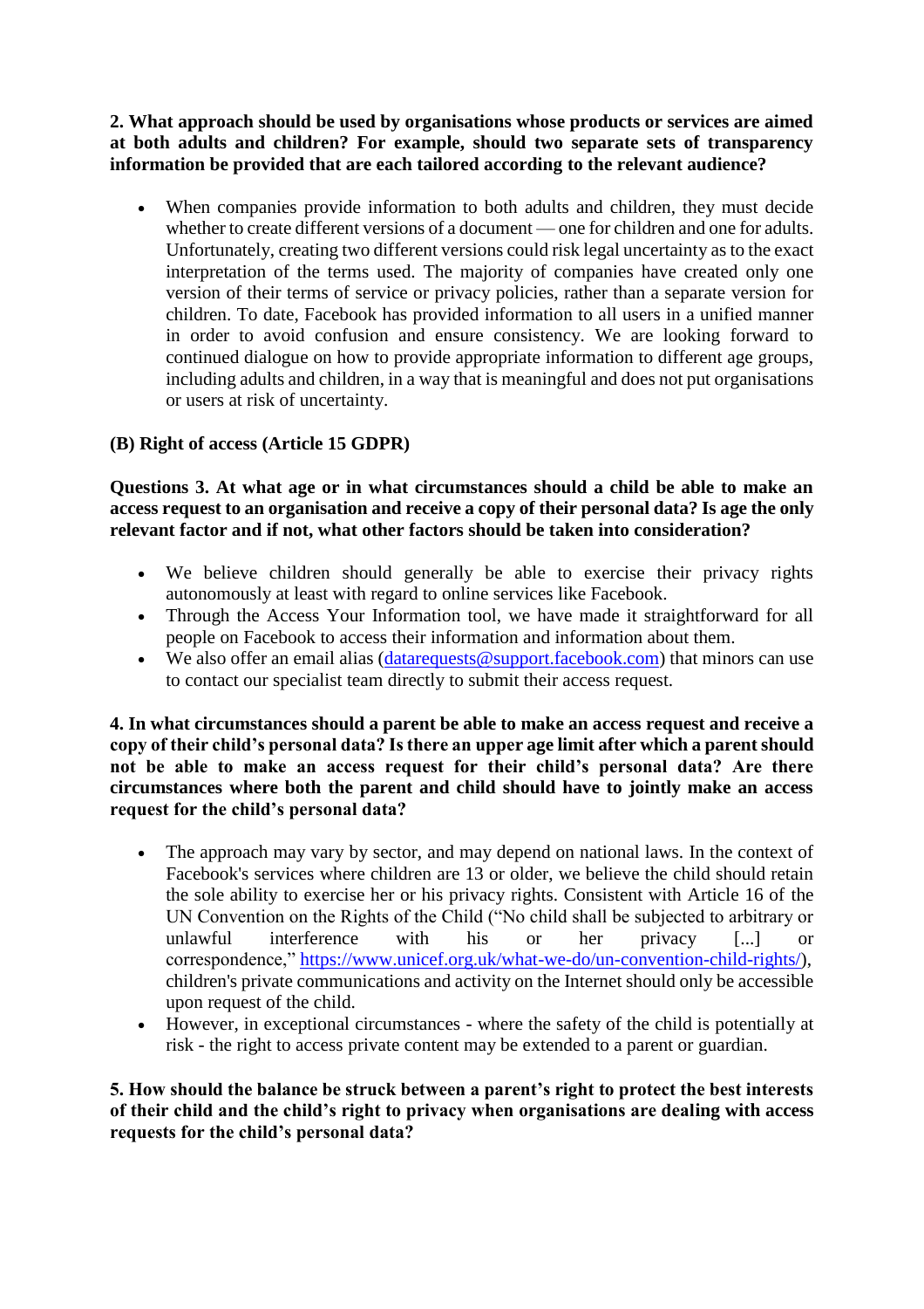**2. What approach should be used by organisations whose products or services are aimed at both adults and children? For example, should two separate sets of transparency information be provided that are each tailored according to the relevant audience?**

- When companies provide information to both adults and children, they must decide whether to create different versions of a document — one for children and one for adults. Unfortunately, creating two different versions could risk legal uncertainty as to the exact interpretation of the terms used. The majority of companies have created only one version of their terms of service or privacy policies, rather than a separate version for children. To date, Facebook has provided information to all users in a unified manner in order to avoid confusion and ensure consistency. We are looking forward to continued dialogue on how to provide appropriate information to different age groups, including adults and children, in a way that is meaningful and does not put organisations or users at risk of uncertainty.

**(B) Right of access (Article 15 GDPR)**

**Questions 3. At what age or in what circumstances should a child be able to make an access request to an organisation and receive a copy of their personal data? Is age the only relevant factor and if not, what other factors should be taken into consideration?**

- We believe children should generally be able to exercise their privacy rights autonomously at least with regard to online services like Facebook.
- Through the Access Your Information tool, we have made it straightforward for all people on Facebook to access their information and information about them.
- We also offer an email alias ([datarequests@support.facebook.com](mailto:datarequests@support.facebook.com)) that minors can use to contact our specialist team directly to submit their access request.

**4. In what circumstances should a parent be able to make an access request and receive a copy of their child's personal data? Is there an upper age limit after which a parent should not be able to make an access request for their child's personal data? Are there circumstances where both the parent and child should have to jointly make an access request for the child's personal data?**

- The approach may vary by sector, and may depend on national laws. In the context of Facebook's services where children are 13 or older, we believe the child should retain the sole ability to exercise her or his privacy rights. Consistent with Article 16 of the UN Convention on the Rights of the Child ("No child shall be subjected to arbitrary or unlawful interference with his or her privacy [...] or correspondence," [https://www.unicef.org.uk/what-we-do/un-convention-child-rights/](https://www.unicef.org.uk/what-we-do/un-convention-child-rights/)), children's private communications and activity on the Internet should only be accessible upon request of the child.
- However, in exceptional circumstances - where the safety of the child is potentially at risk - the right to access private content may be extended to a parent or guardian.

**5. How should the balance be struck between a parent's right to protect the best interests of their child and the child's right to privacy when organisations are dealing with access requests for the child's personal data?**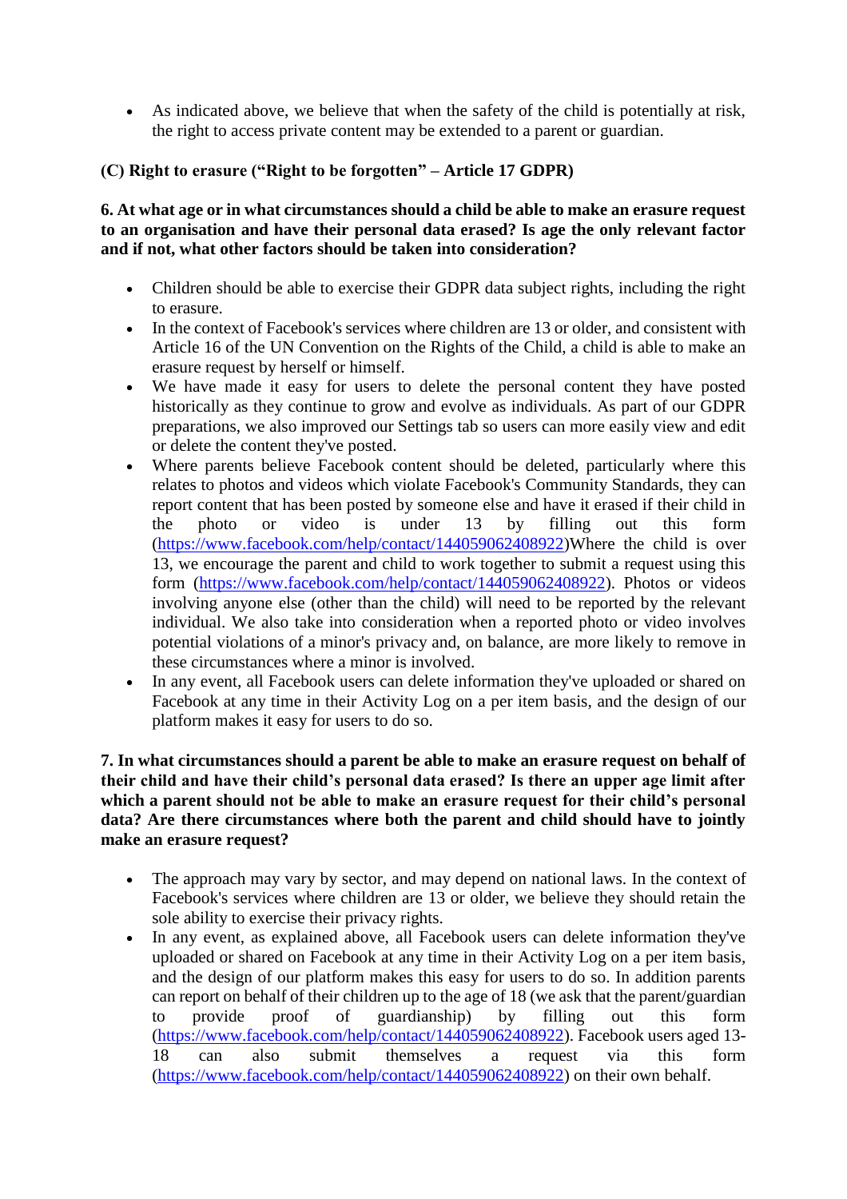- As indicated above, we believe that when the safety of the child is potentially at risk, the right to access private content may be extended to a parent or guardian.

### (C) Right to erasure ("Right to be forgotten" – Article 17 GDPR)

**6. At what age or in what circumstances should a child be able to make an erasure request to an organisation and have their personal data erased? Is age the only relevant factor and if not, what other factors should be taken into consideration?**

- Children should be able to exercise their GDPR data subject rights, including the right to erasure.
- In the context of Facebook's services where children are 13 or older, and consistent with Article 16 of the UN Convention on the Rights of the Child, a child is able to make an erasure request by herself or himself.
- We have made it easy for users to delete the personal content they have posted historically as they continue to grow and evolve as individuals. As part of our GDPR preparations, we also improved our Settings tab so users can more easily view and edit or delete the content they've posted.
- Where parents believe Facebook content should be deleted, particularly where this relates to photos and videos which violate Facebook's Community Standards, they can report content that has been posted by someone else and have it erased if their child in the photo or video is under 13 by filling out this form (https://www.facebook.com/help/contact/144059062408922)Where the child is over 13, we encourage the parent and child to work together to submit a request using this form (https://www.facebook.com/help/contact/144059062408922). Photos or videos involving anyone else (other than the child) will need to be reported by the relevant individual. We also take into consideration when a reported photo or video involves potential violations of a minor's privacy and, on balance, are more likely to remove in these circumstances where a minor is involved.
- In any event, all Facebook users can delete information they've uploaded or shared on Facebook at any time in their Activity Log on a per item basis, and the design of our platform makes it easy for users to do so.

**7. In what circumstances should a parent be able to make an erasure request on behalf of their child and have their child's personal data erased? Is there an upper age limit after which a parent should not be able to make an erasure request for their child's personal data? Are there circumstances where both the parent and child should have to jointly make an erasure request?**

- The approach may vary by sector, and may depend on national laws. In the context of Facebook's services where children are 13 or older, we believe they should retain the sole ability to exercise their privacy rights.
- In any event, as explained above, all Facebook users can delete information they've uploaded or shared on Facebook at any time in their Activity Log on a per item basis, and the design of our platform makes this easy for users to do so. In addition parents can report on behalf of their children up to the age of 18 (we ask that the parent/guardian to provide proof of guardianship) by filling out this form (https://www.facebook.com/help/contact/144059062408922). Facebook users aged 13-18 can also submit themselves a request via this form (https://www.facebook.com/help/contact/144059062408922) on their own behalf.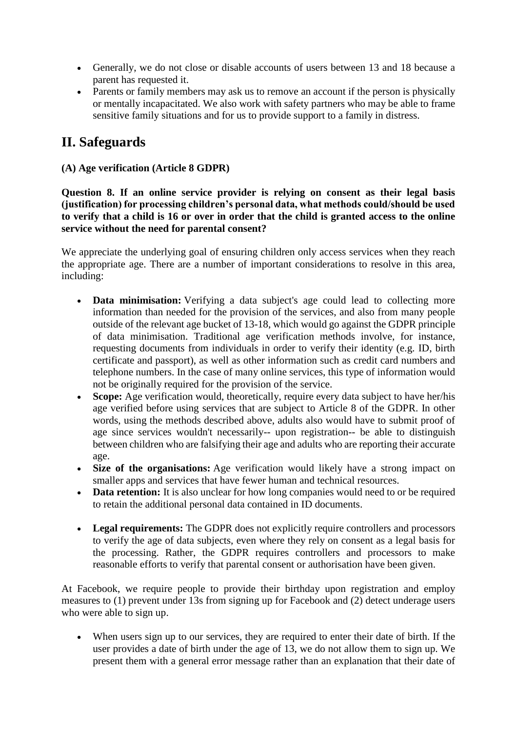- Generally, we do not close or disable accounts of users between 13 and 18 because a parent has requested it.
- Parents or family members may ask us to remove an account if the person is physically or mentally incapacitated. We also work with safety partners who may be able to frame sensitive family situations and for us to provide support to a family in distress.

## II. Safeguards

**(A) Age verification (Article 8 GDPR)**

**Question 8. If an online service provider is relying on consent as their legal basis (justification) for processing children's personal data, what methods could/should be used to verify that a child is 16 or over in order that the child is granted access to the online service without the need for parental consent?**

We appreciate the underlying goal of ensuring children only access services when they reach the appropriate age. There are a number of important considerations to resolve in this area, including:

- **Data minimisation:** Verifying a data subject's age could lead to collecting more information than needed for the provision of the services, and also from many people outside of the relevant age bucket of 13-18, which would go against the GDPR principle of data minimisation. Traditional age verification methods involve, for instance, requesting documents from individuals in order to verify their identity (e.g. ID, birth certificate and passport), as well as other information such as credit card numbers and telephone numbers. In the case of many online services, this type of information would not be originally required for the provision of the service.
- **Scope:** Age verification would, theoretically, require every data subject to have her/his age verified before using services that are subject to Article 8 of the GDPR. In other words, using the methods described above, adults also would have to submit proof of age since services wouldn't necessarily-- upon registration-- be able to distinguish between children who are falsifying their age and adults who are reporting their accurate age.
- **Size of the organisations:** Age verification would likely have a strong impact on smaller apps and services that have fewer human and technical resources.
- **Data retention:** It is also unclear for how long companies would need to or be required to retain the additional personal data contained in ID documents.
- **Legal requirements:** The GDPR does not explicitly require controllers and processors to verify the age of data subjects, even where they rely on consent as a legal basis for the processing. Rather, the GDPR requires controllers and processors to make reasonable efforts to verify that parental consent or authorisation have been given.

At Facebook, we require people to provide their birthday upon registration and employ measures to (1) prevent under 13s from signing up for Facebook and (2) detect underage users who were able to sign up.

- When users sign up to our services, they are required to enter their date of birth. If the user provides a date of birth under the age of 13, we do not allow them to sign up. We present them with a general error message rather than an explanation that their date of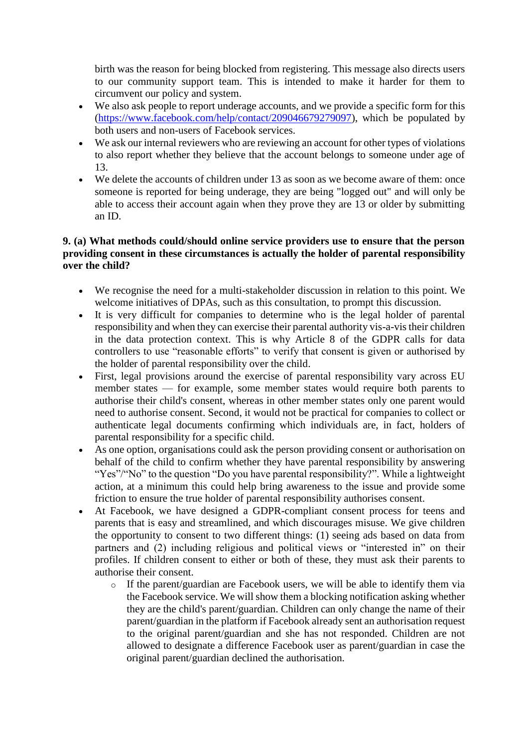birth was the reason for being blocked from registering. This message also directs users to our community support team. This is intended to make it harder for them to circumvent our policy and system.

- We also ask people to report underage accounts, and we provide a specific form for this (https://www.facebook.com/help/contact/209046679279097), which be populated by both users and non-users of Facebook services.
- We ask our internal reviewers who are reviewing an account for other types of violations to also report whether they believe that the account belongs to someone under age of 13.
- We delete the accounts of children under 13 as soon as we become aware of them: once someone is reported for being underage, they are being "logged out" and will only be able to access their account again when they prove they are 13 or older by submitting an ID.

**9. (a) What methods could/should online service providers use to ensure that the person providing consent in these circumstances is actually the holder of parental responsibility over the child?**

- We recognise the need for a multi-stakeholder discussion in relation to this point. We welcome initiatives of DPAs, such as this consultation, to prompt this discussion.
- It is very difficult for companies to determine who is the legal holder of parental responsibility and when they can exercise their parental authority vis-a-vis their children in the data protection context. This is why Article 8 of the GDPR calls for data controllers to use "reasonable efforts" to verify that consent is given or authorised by the holder of parental responsibility over the child.
- First, legal provisions around the exercise of parental responsibility vary across EU member states — for example, some member states would require both parents to authorise their child's consent, whereas in other member states only one parent would need to authorise consent. Second, it would not be practical for companies to collect or authenticate legal documents confirming which individuals are, in fact, holders of parental responsibility for a specific child.
- As one option, organisations could ask the person providing consent or authorisation on behalf of the child to confirm whether they have parental responsibility by answering "Yes"/"No" to the question "Do you have parental responsibility?". While a lightweight action, at a minimum this could help bring awareness to the issue and provide some friction to ensure the true holder of parental responsibility authorises consent.
- At Facebook, we have designed a GDPR-compliant consent process for teens and parents that is easy and streamlined, and which discourages misuse. We give children the opportunity to consent to two different things: (1) seeing ads based on data from partners and (2) including religious and political views or "interested in" on their profiles. If children consent to either or both of these, they must ask their parents to authorise their consent.
  - If the parent/guardian are Facebook users, we will be able to identify them via the Facebook service. We will show them a blocking notification asking whether they are the child's parent/guardian. Children can only change the name of their parent/guardian in the platform if Facebook already sent an authorisation request to the original parent/guardian and she has not responded. Children are not allowed to designate a difference Facebook user as parent/guardian in case the original parent/guardian declined the authorisation.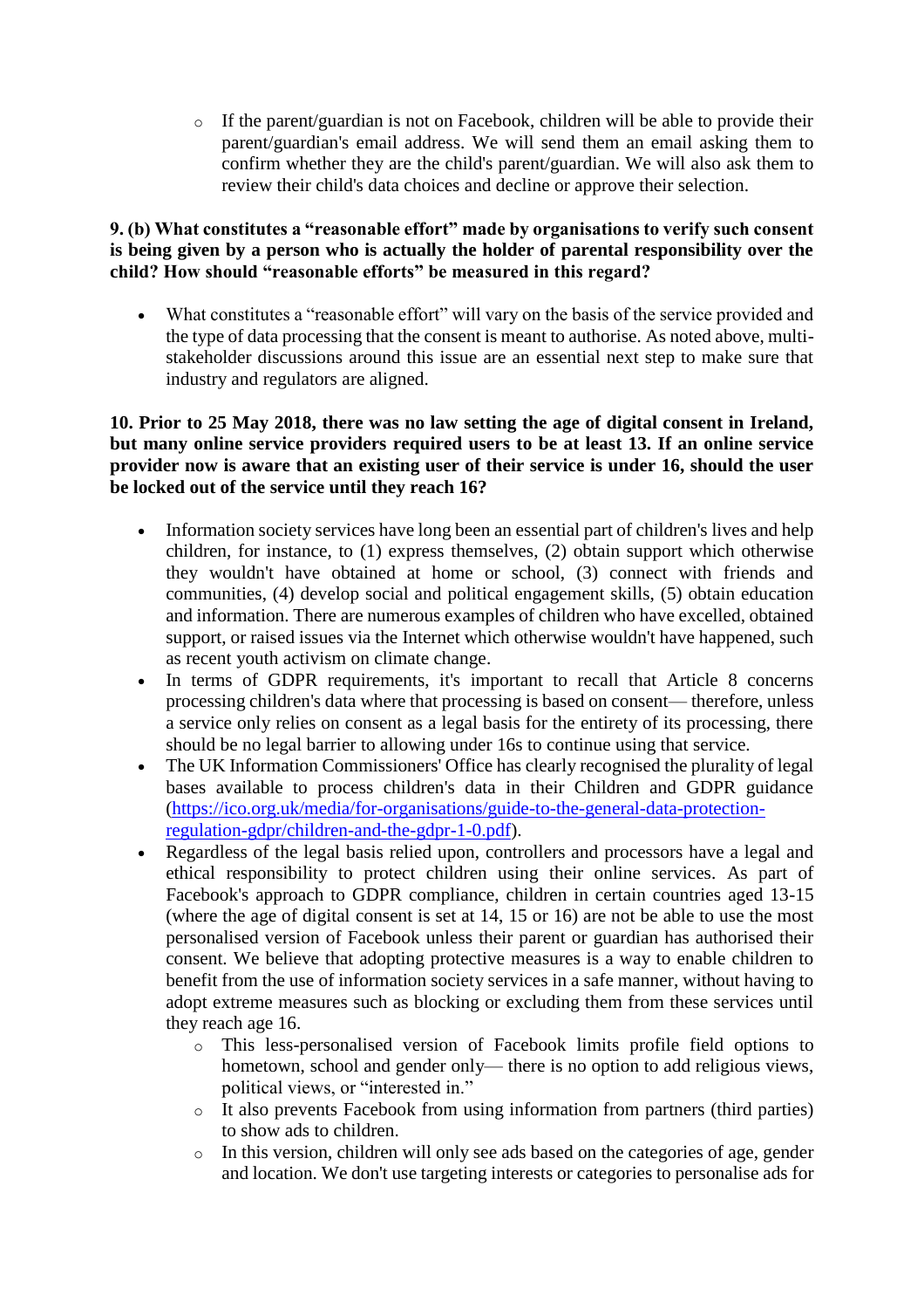- If the parent/guardian is not on Facebook, children will be able to provide their parent/guardian's email address. We will send them an email asking them to confirm whether they are the child's parent/guardian. We will also ask them to review their child's data choices and decline or approve their selection.

**9. (b) What constitutes a "reasonable effort" made by organisations to verify such consent is being given by a person who is actually the holder of parental responsibility over the child? How should "reasonable efforts" be measured in this regard?**

- What constitutes a "reasonable effort" will vary on the basis of the service provided and the type of data processing that the consent is meant to authorise. As noted above, multi-stakeholder discussions around this issue are an essential next step to make sure that industry and regulators are aligned.

**10. Prior to 25 May 2018, there was no law setting the age of digital consent in Ireland, but many online service providers required users to be at least 13. If an online service provider now is aware that an existing user of their service is under 16, should the user be locked out of the service until they reach 16?**

- Information society services have long been an essential part of children's lives and help children, for instance, to (1) express themselves, (2) obtain support which otherwise they wouldn't have obtained at home or school, (3) connect with friends and communities, (4) develop social and political engagement skills, (5) obtain education and information. There are numerous examples of children who have excelled, obtained support, or raised issues via the Internet which otherwise wouldn't have happened, such as recent youth activism on climate change.
- In terms of GDPR requirements, it's important to recall that Article 8 concerns processing children's data where that processing is based on consent— therefore, unless a service only relies on consent as a legal basis for the entirety of its processing, there should be no legal barrier to allowing under 16s to continue using that service.
- The UK Information Commissioners' Office has clearly recognised the plurality of legal bases available to process children's data in their Children and GDPR guidance ([https://ico.org.uk/media/for-organisations/guide-to-the-general-data-protection-regulation-gdpr/children-and-the-gdpr-1-0.pdf](https://ico.org.uk/media/for-organisations/guide-to-the-general-data-protection-regulation-gdpr/children-and-the-gdpr-1-0.pdf)).
- Regardless of the legal basis relied upon, controllers and processors have a legal and ethical responsibility to protect children using their online services. As part of Facebook's approach to GDPR compliance, children in certain countries aged 13-15 (where the age of digital consent is set at 14, 15 or 16) are not be able to use the most personalised version of Facebook unless their parent or guardian has authorised their consent. We believe that adopting protective measures is a way to enable children to benefit from the use of information society services in a safe manner, without having to adopt extreme measures such as blocking or excluding them from these services until they reach age 16.
  - This less-personalised version of Facebook limits profile field options to hometown, school and gender only— there is no option to add religious views, political views, or "interested in."
  - It also prevents Facebook from using information from partners (third parties) to show ads to children.
  - In this version, children will only see ads based on the categories of age, gender and location. We don't use targeting interests or categories to personalise ads for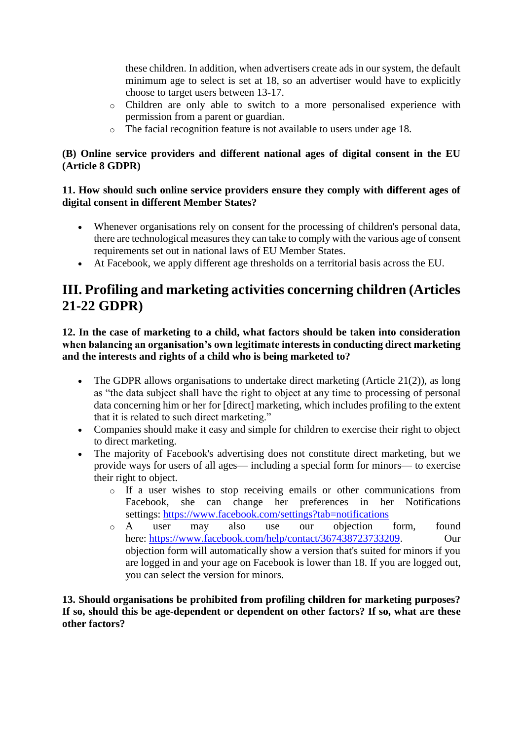these children. In addition, when advertisers create ads in our system, the default minimum age to select is set at 18, so an advertiser would have to explicitly choose to target users between 13-17.
    - Children are only able to switch to a more personalised experience with permission from a parent or guardian.
    - The facial recognition feature is not available to users under age 18.

**(B) Online service providers and different national ages of digital consent in the EU (Article 8 GDPR)**

**11. How should such online service providers ensure they comply with different ages of digital consent in different Member States?**

- Whenever organisations rely on consent for the processing of children's personal data, there are technological measures they can take to comply with the various age of consent requirements set out in national laws of EU Member States.
- At Facebook, we apply different age thresholds on a territorial basis across the EU.

## III. Profiling and marketing activities concerning children (Articles 21-22 GDPR)

**12. In the case of marketing to a child, what factors should be taken into consideration when balancing an organisation's own legitimate interests in conducting direct marketing and the interests and rights of a child who is being marketed to?**

- The GDPR allows organisations to undertake direct marketing (Article 21(2)), as long as "the data subject shall have the right to object at any time to processing of personal data concerning him or her for [direct] marketing, which includes profiling to the extent that it is related to such direct marketing."
- Companies should make it easy and simple for children to exercise their right to object to direct marketing.
- The majority of Facebook's advertising does not constitute direct marketing, but we provide ways for users of all ages— including a special form for minors— to exercise their right to object.
    - If a user wishes to stop receiving emails or other communications from Facebook, she can change her preferences in her Notifications settings: https://www.facebook.com/settings?tab=notifications
    - A user may also use our objection form, found here: https://www.facebook.com/help/contact/367438723733209. Our objection form will automatically show a version that's suited for minors if you are logged in and your age on Facebook is lower than 18. If you are logged out, you can select the version for minors.

**13. Should organisations be prohibited from profiling children for marketing purposes? If so, should this be age-dependent or dependent on other factors? If so, what are these other factors?**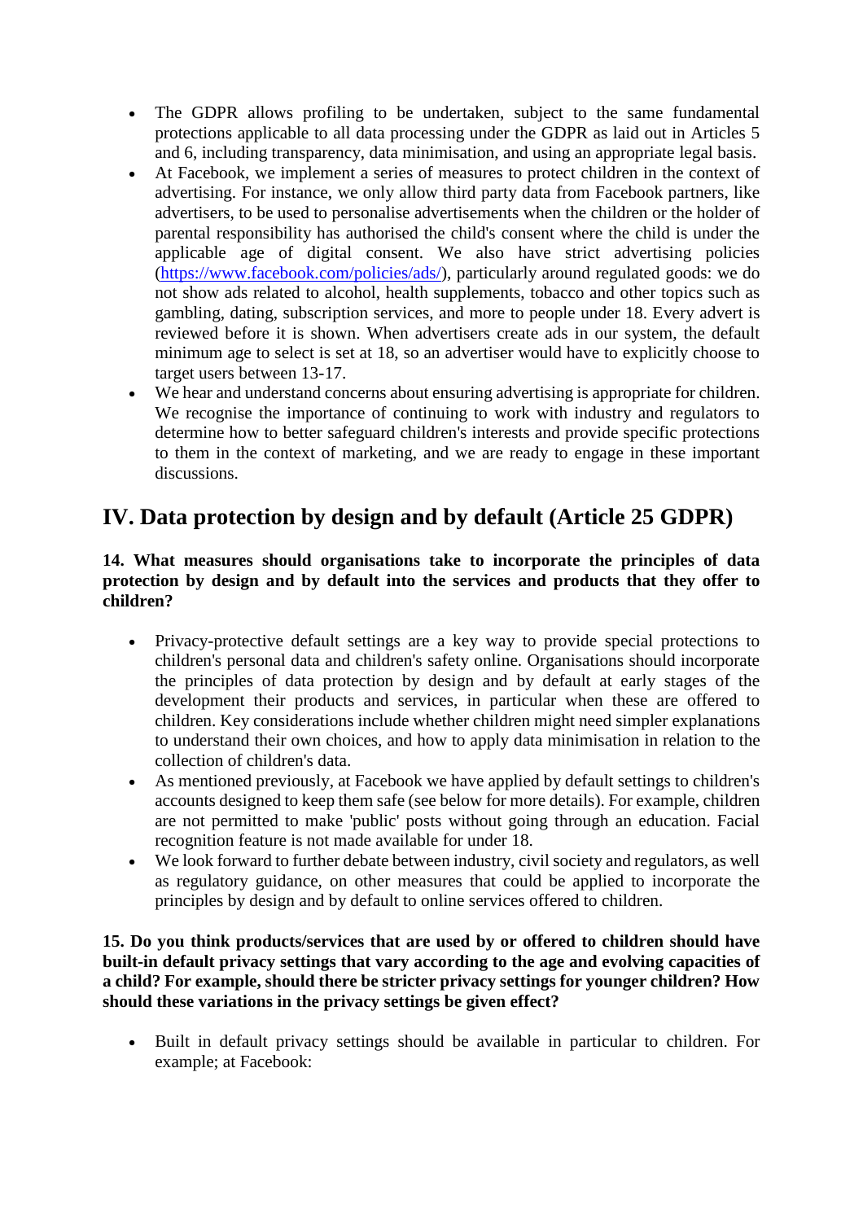- The GDPR allows profiling to be undertaken, subject to the same fundamental protections applicable to all data processing under the GDPR as laid out in Articles 5 and 6, including transparency, data minimisation, and using an appropriate legal basis.
- At Facebook, we implement a series of measures to protect children in the context of advertising. For instance, we only allow third party data from Facebook partners, like advertisers, to be used to personalise advertisements when the children or the holder of parental responsibility has authorised the child's consent where the child is under the applicable age of digital consent. We also have strict advertising policies (https://www.facebook.com/policies/ads/), particularly around regulated goods: we do not show ads related to alcohol, health supplements, tobacco and other topics such as gambling, dating, subscription services, and more to people under 18. Every advert is reviewed before it is shown. When advertisers create ads in our system, the default minimum age to select is set at 18, so an advertiser would have to explicitly choose to target users between 13-17.
- We hear and understand concerns about ensuring advertising is appropriate for children. We recognise the importance of continuing to work with industry and regulators to determine how to better safeguard children's interests and provide specific protections to them in the context of marketing, and we are ready to engage in these important discussions.

## IV. Data protection by design and by default (Article 25 GDPR)

**14. What measures should organisations take to incorporate the principles of data protection by design and by default into the services and products that they offer to children?**

- Privacy-protective default settings are a key way to provide special protections to children's personal data and children's safety online. Organisations should incorporate the principles of data protection by design and by default at early stages of the development their products and services, in particular when these are offered to children. Key considerations include whether children might need simpler explanations to understand their own choices, and how to apply data minimisation in relation to the collection of children's data.
- As mentioned previously, at Facebook we have applied by default settings to children's accounts designed to keep them safe (see below for more details). For example, children are not permitted to make 'public' posts without going through an education. Facial recognition feature is not made available for under 18.
- We look forward to further debate between industry, civil society and regulators, as well as regulatory guidance, on other measures that could be applied to incorporate the principles by design and by default to online services offered to children.

**15. Do you think products/services that are used by or offered to children should have built-in default privacy settings that vary according to the age and evolving capacities of a child? For example, should there be stricter privacy settings for younger children? How should these variations in the privacy settings be given effect?**

- Built in default privacy settings should be available in particular to children. For example; at Facebook: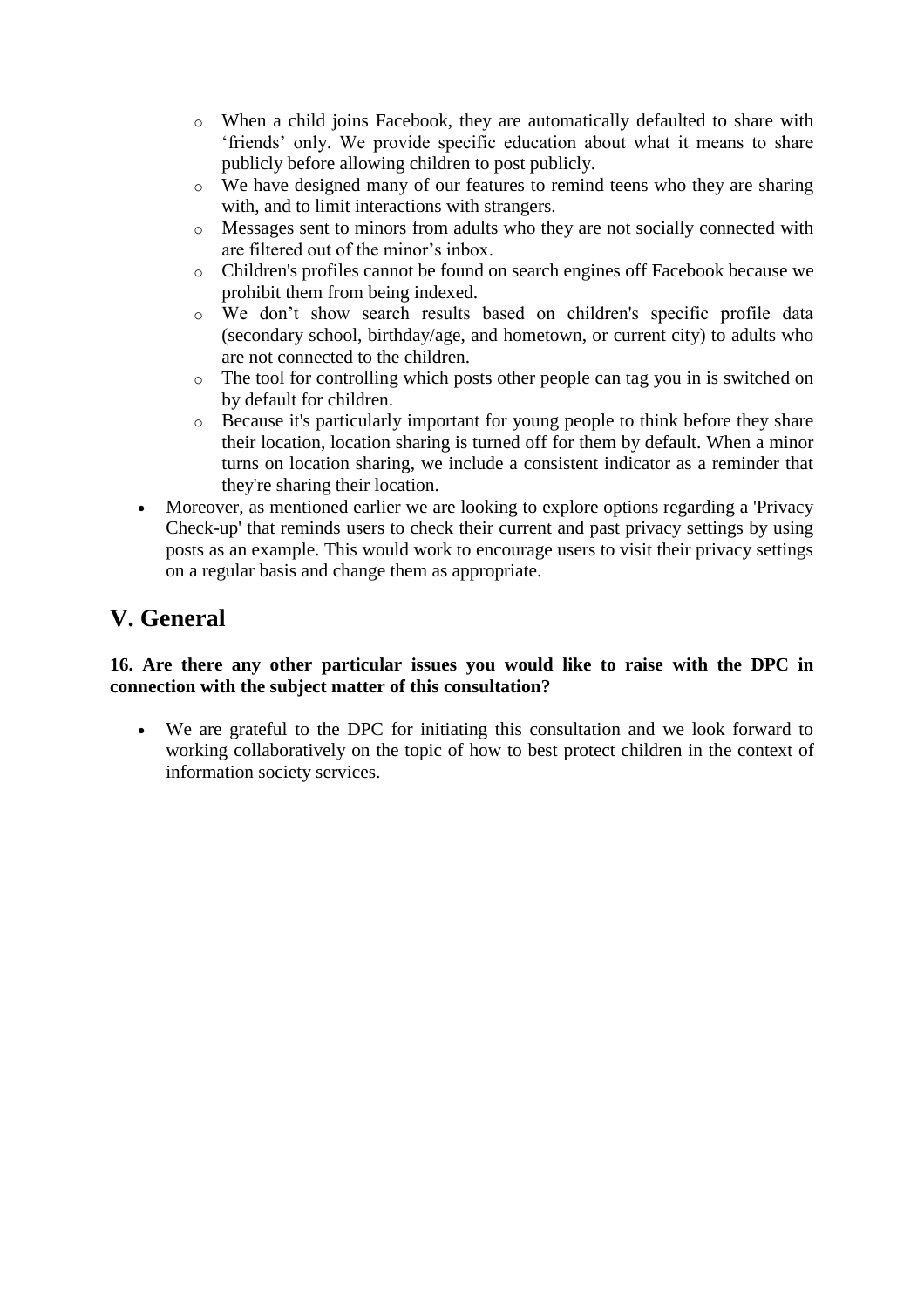- When a child joins Facebook, they are automatically defaulted to share with 'friends' only. We provide specific education about what it means to share publicly before allowing children to post publicly.
  - We have designed many of our features to remind teens who they are sharing with, and to limit interactions with strangers.
  - Messages sent to minors from adults who they are not socially connected with are filtered out of the minor's inbox.
  - Children's profiles cannot be found on search engines off Facebook because we prohibit them from being indexed.
  - We don't show search results based on children's specific profile data (secondary school, birthday/age, and hometown, or current city) to adults who are not connected to the children.
  - The tool for controlling which posts other people can tag you in is switched on by default for children.
  - Because it's particularly important for young people to think before they share their location, location sharing is turned off for them by default. When a minor turns on location sharing, we include a consistent indicator as a reminder that they're sharing their location.
- Moreover, as mentioned earlier we are looking to explore options regarding a 'Privacy Check-up' that reminds users to check their current and past privacy settings by using posts as an example. This would work to encourage users to visit their privacy settings on a regular basis and change them as appropriate.

## V. General

**16. Are there any other particular issues you would like to raise with the DPC in connection with the subject matter of this consultation?**

- We are grateful to the DPC for initiating this consultation and we look forward to working collaboratively on the topic of how to best protect children in the context of information society services.